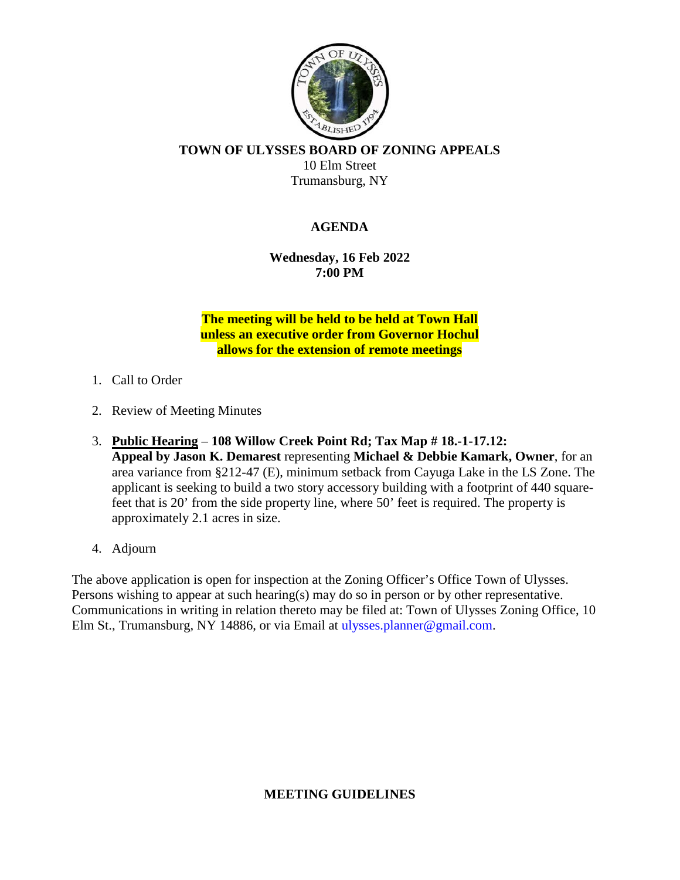**TOWN OF ULYSSES BOARD OF ZONING APPEALS**
10 Elm Street
Trumansburg, NY

# AGENDA

**Wednesday, 16 Feb 2022**
**7:00 PM**

**The meeting will be held to be held at Town Hall unless an executive order from Governor Hochul allows for the extension of remote meetings**

1. Call to Order
2. Review of Meeting Minutes
3. **Public Hearing** – **108 Willow Creek Point Rd; Tax Map # 18.-1-17.12:** **Appeal by Jason K. Demarest** representing **Michael & Debbie Kamark, Owner**, for an area variance from §212-47 (E), minimum setback from Cayuga Lake in the LS Zone. The applicant is seeking to build a two story accessory building with a footprint of 440 square-feet that is 20' from the side property line, where 50' feet is required. The property is approximately 2.1 acres in size.
4. Adjourn

The above application is open for inspection at the Zoning Officer's Office Town of Ulysses. Persons wishing to appear at such hearing(s) may do so in person or by other representative. Communications in writing in relation thereto may be filed at: Town of Ulysses Zoning Office, 10 Elm St., Trumansburg, NY 14886, or via Email at ulysses.planner@gmail.com.

## MEETING GUIDELINES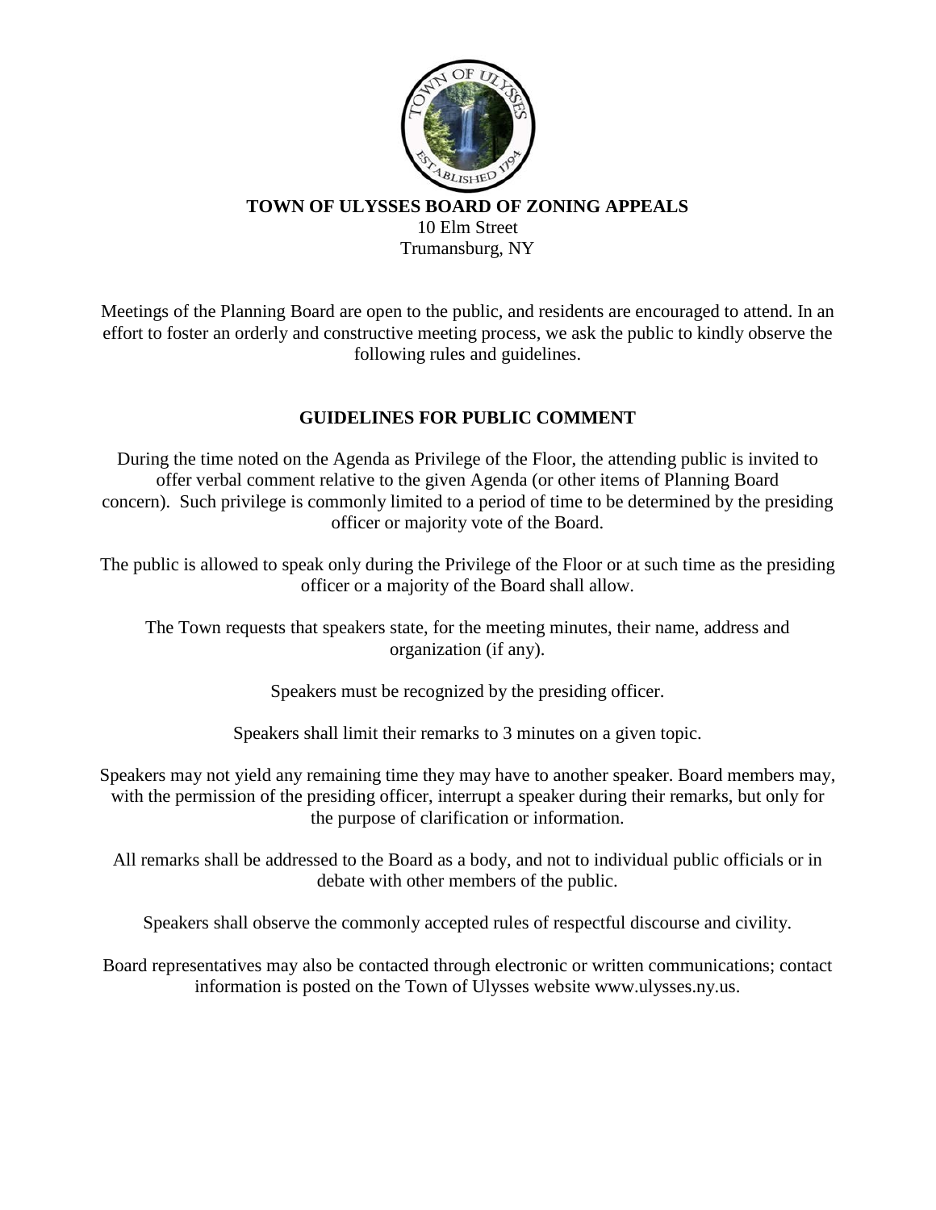**TOWN OF ULYSSES BOARD OF ZONING APPEALS**
10 Elm Street
Trumansburg, NY

Meetings of the Planning Board are open to the public, and residents are encouraged to attend. In an effort to foster an orderly and constructive meeting process, we ask the public to kindly observe the following rules and guidelines.

## GUIDELINES FOR PUBLIC COMMENT

During the time noted on the Agenda as Privilege of the Floor, the attending public is invited to offer verbal comment relative to the given Agenda (or other items of Planning Board concern). Such privilege is commonly limited to a period of time to be determined by the presiding officer or majority vote of the Board.

The public is allowed to speak only during the Privilege of the Floor or at such time as the presiding officer or a majority of the Board shall allow.

The Town requests that speakers state, for the meeting minutes, their name, address and organization (if any).

Speakers must be recognized by the presiding officer.

Speakers shall limit their remarks to 3 minutes on a given topic.

Speakers may not yield any remaining time they may have to another speaker. Board members may, with the permission of the presiding officer, interrupt a speaker during their remarks, but only for the purpose of clarification or information.

All remarks shall be addressed to the Board as a body, and not to individual public officials or in debate with other members of the public.

Speakers shall observe the commonly accepted rules of respectful discourse and civility.

Board representatives may also be contacted through electronic or written communications; contact information is posted on the Town of Ulysses website www.ulysses.ny.us.